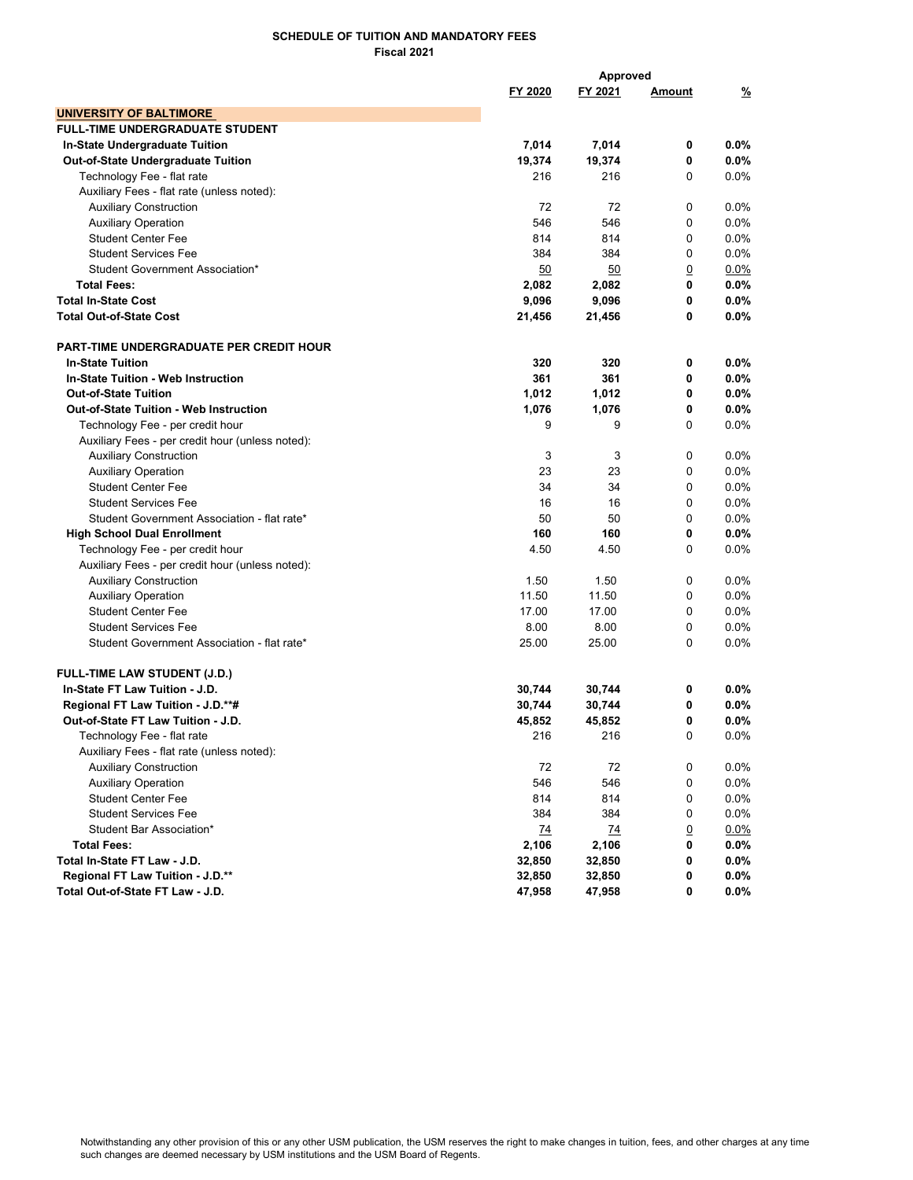**SCHEDULE OF TUITION AND MANDATORY FEES**
**Fiscal 2021**

| | FY 2020 | FY 2021 | Approved Amount | % |
|---|---|---|---|---|
| **UNIVERSITY OF BALTIMORE** | | | | |
| **FULL-TIME UNDERGRADUATE STUDENT** | | | | |
| **In-State Undergraduate Tuition** | **7,014** | **7,014** | **0** | **0.0%** |
| **Out-of-State Undergraduate Tuition** | **19,374** | **19,374** | **0** | **0.0%** |
| Technology Fee - flat rate | 216 | 216 | 0 | 0.0% |
| Auxiliary Fees - flat rate (unless noted): | | | | |
| Auxiliary Construction | 72 | 72 | 0 | 0.0% |
| Auxiliary Operation | 546 | 546 | 0 | 0.0% |
| Student Center Fee | 814 | 814 | 0 | 0.0% |
| Student Services Fee | 384 | 384 | 0 | 0.0% |
| Student Government Association* | 50 | 50 | 0 | 0.0% |
| **Total Fees:** | **2,082** | **2,082** | **0** | **0.0%** |
| **Total In-State Cost** | **9,096** | **9,096** | **0** | **0.0%** |
| **Total Out-of-State Cost** | **21,456** | **21,456** | **0** | **0.0%** |
| | | | | |
| **PART-TIME UNDERGRADUATE PER CREDIT HOUR** | | | | |
| **In-State Tuition** | **320** | **320** | **0** | **0.0%** |
| **In-State Tuition - Web Instruction** | **361** | **361** | **0** | **0.0%** |
| **Out-of-State Tuition** | **1,012** | **1,012** | **0** | **0.0%** |
| **Out-of-State Tuition - Web Instruction** | **1,076** | **1,076** | **0** | **0.0%** |
| Technology Fee - per credit hour | 9 | 9 | 0 | 0.0% |
| Auxiliary Fees - per credit hour (unless noted): | | | | |
| Auxiliary Construction | 3 | 3 | 0 | 0.0% |
| Auxiliary Operation | 23 | 23 | 0 | 0.0% |
| Student Center Fee | 34 | 34 | 0 | 0.0% |
| Student Services Fee | 16 | 16 | 0 | 0.0% |
| Student Government Association - flat rate* | 50 | 50 | 0 | 0.0% |
| **High School Dual Enrollment** | **160** | **160** | **0** | **0.0%** |
| Technology Fee - per credit hour | 4.50 | 4.50 | 0 | 0.0% |
| Auxiliary Fees - per credit hour (unless noted): | | | | |
| Auxiliary Construction | 1.50 | 1.50 | 0 | 0.0% |
| Auxiliary Operation | 11.50 | 11.50 | 0 | 0.0% |
| Student Center Fee | 17.00 | 17.00 | 0 | 0.0% |
| Student Services Fee | 8.00 | 8.00 | 0 | 0.0% |
| Student Government Association - flat rate* | 25.00 | 25.00 | 0 | 0.0% |
| | | | | |
| **FULL-TIME LAW STUDENT (J.D.)** | | | | |
| **In-State FT Law Tuition - J.D.** | **30,744** | **30,744** | **0** | **0.0%** |
| **Regional FT Law Tuition - J.D.**#** | **30,744** | **30,744** | **0** | **0.0%** |
| **Out-of-State FT Law Tuition - J.D.** | **45,852** | **45,852** | **0** | **0.0%** |
| Technology Fee - flat rate | 216 | 216 | 0 | 0.0% |
| Auxiliary Fees - flat rate (unless noted): | | | | |
| Auxiliary Construction | 72 | 72 | 0 | 0.0% |
| Auxiliary Operation | 546 | 546 | 0 | 0.0% |
| Student Center Fee | 814 | 814 | 0 | 0.0% |
| Student Services Fee | 384 | 384 | 0 | 0.0% |
| Student Bar Association* | 74 | 74 | 0 | 0.0% |
| **Total Fees:** | **2,106** | **2,106** | **0** | **0.0%** |
| **Total In-State FT Law - J.D.** | **32,850** | **32,850** | **0** | **0.0%** |
| **Regional FT Law Tuition - J.D.**** | **32,850** | **32,850** | **0** | **0.0%** |
| **Total Out-of-State FT Law - J.D.** | **47,958** | **47,958** | **0** | **0.0%** |

Notwithstanding any other provision of this or any other USM publication, the USM reserves the right to make changes in tuition, fees, and other charges at any time such changes are deemed necessary by USM institutions and the USM Board of Regents.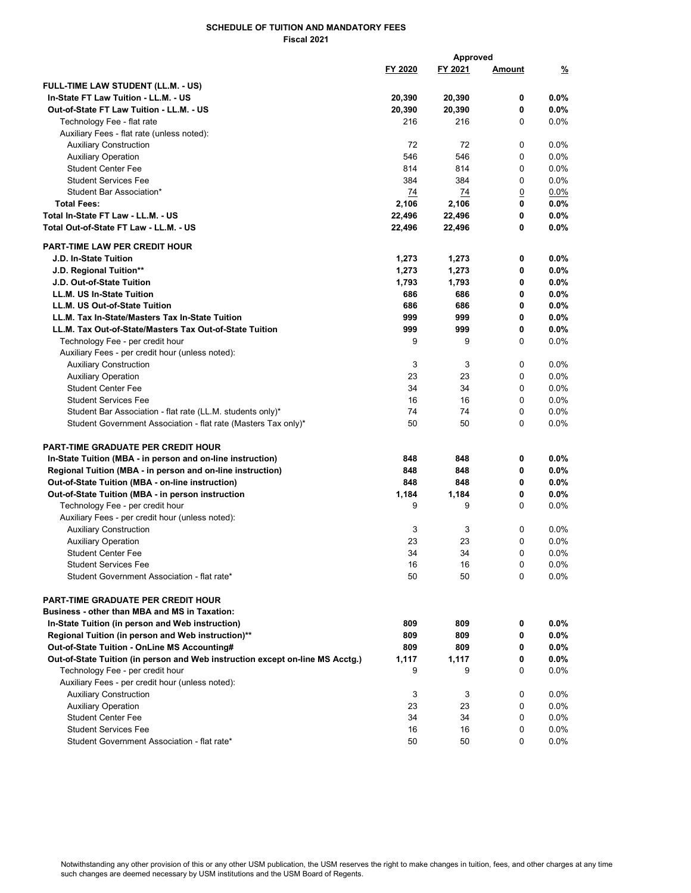**SCHEDULE OF TUITION AND MANDATORY FEES**
**Fiscal 2021**

| | FY 2020 | FY 2021 | Approved Amount | Approved % |
|---|---|---|---|---|
| **FULL-TIME LAW STUDENT (LL.M. - US)** | | | | |
| **In-State FT Law Tuition - LL.M. - US** | **20,390** | **20,390** | **0** | **0.0%** |
| **Out-of-State FT Law Tuition - LL.M. - US** | **20,390** | **20,390** | **0** | **0.0%** |
| Technology Fee - flat rate | 216 | 216 | 0 | 0.0% |
| Auxiliary Fees - flat rate (unless noted): | | | | |
| Auxiliary Construction | 72 | 72 | 0 | 0.0% |
| Auxiliary Operation | 546 | 546 | 0 | 0.0% |
| Student Center Fee | 814 | 814 | 0 | 0.0% |
| Student Services Fee | 384 | 384 | 0 | 0.0% |
| Student Bar Association* | 74 | 74 | 0 | 0.0% |
| **Total Fees:** | **2,106** | **2,106** | **0** | **0.0%** |
| **Total In-State FT Law - LL.M. - US** | **22,496** | **22,496** | **0** | **0.0%** |
| **Total Out-of-State FT Law - LL.M. - US** | **22,496** | **22,496** | **0** | **0.0%** |
| **PART-TIME LAW PER CREDIT HOUR** | | | | |
| **J.D. In-State Tuition** | **1,273** | **1,273** | **0** | **0.0%** |
| **J.D. Regional Tuition**** | **1,273** | **1,273** | **0** | **0.0%** |
| **J.D. Out-of-State Tuition** | **1,793** | **1,793** | **0** | **0.0%** |
| **LL.M. US In-State Tuition** | **686** | **686** | **0** | **0.0%** |
| **LL.M. US Out-of-State Tuition** | **686** | **686** | **0** | **0.0%** |
| **LL.M. Tax In-State/Masters Tax In-State Tuition** | **999** | **999** | **0** | **0.0%** |
| **LL.M. Tax Out-of-State/Masters Tax Out-of-State Tuition** | **999** | **999** | **0** | **0.0%** |
| Technology Fee - per credit hour | 9 | 9 | 0 | 0.0% |
| Auxiliary Fees - per credit hour (unless noted): | | | | |
| Auxiliary Construction | 3 | 3 | 0 | 0.0% |
| Auxiliary Operation | 23 | 23 | 0 | 0.0% |
| Student Center Fee | 34 | 34 | 0 | 0.0% |
| Student Services Fee | 16 | 16 | 0 | 0.0% |
| Student Bar Association - flat rate (LL.M. students only)* | 74 | 74 | 0 | 0.0% |
| Student Government Association - flat rate (Masters Tax only)* | 50 | 50 | 0 | 0.0% |
| **PART-TIME GRADUATE PER CREDIT HOUR** | | | | |
| **In-State Tuition (MBA - in person and on-line instruction)** | **848** | **848** | **0** | **0.0%** |
| **Regional Tuition (MBA - in person and on-line instruction)** | **848** | **848** | **0** | **0.0%** |
| **Out-of-State Tuition (MBA - on-line instruction)** | **848** | **848** | **0** | **0.0%** |
| **Out-of-State Tuition (MBA - in person instruction** | **1,184** | **1,184** | **0** | **0.0%** |
| Technology Fee - per credit hour | 9 | 9 | 0 | 0.0% |
| Auxiliary Fees - per credit hour (unless noted): | | | | |
| Auxiliary Construction | 3 | 3 | 0 | 0.0% |
| Auxiliary Operation | 23 | 23 | 0 | 0.0% |
| Student Center Fee | 34 | 34 | 0 | 0.0% |
| Student Services Fee | 16 | 16 | 0 | 0.0% |
| Student Government Association - flat rate* | 50 | 50 | 0 | 0.0% |
| **PART-TIME GRADUATE PER CREDIT HOUR** | | | | |
| **Business - other than MBA and MS in Taxation:** | | | | |
| **In-State Tuition (in person and Web instruction)** | **809** | **809** | **0** | **0.0%** |
| **Regional Tuition (in person and Web instruction)**** | **809** | **809** | **0** | **0.0%** |
| **Out-of-State Tuition - OnLine MS Accounting#** | **809** | **809** | **0** | **0.0%** |
| **Out-of-State Tuition (in person and Web instruction except on-line MS Acctg.)** | **1,117** | **1,117** | **0** | **0.0%** |
| Technology Fee - per credit hour | 9 | 9 | 0 | 0.0% |
| Auxiliary Fees - per credit hour (unless noted): | | | | |
| Auxiliary Construction | 3 | 3 | 0 | 0.0% |
| Auxiliary Operation | 23 | 23 | 0 | 0.0% |
| Student Center Fee | 34 | 34 | 0 | 0.0% |
| Student Services Fee | 16 | 16 | 0 | 0.0% |
| Student Government Association - flat rate* | 50 | 50 | 0 | 0.0% |

Notwithstanding any other provision of this or any other USM publication, the USM reserves the right to make changes in tuition, fees, and other charges at any time such changes are deemed necessary by USM institutions and the USM Board of Regents.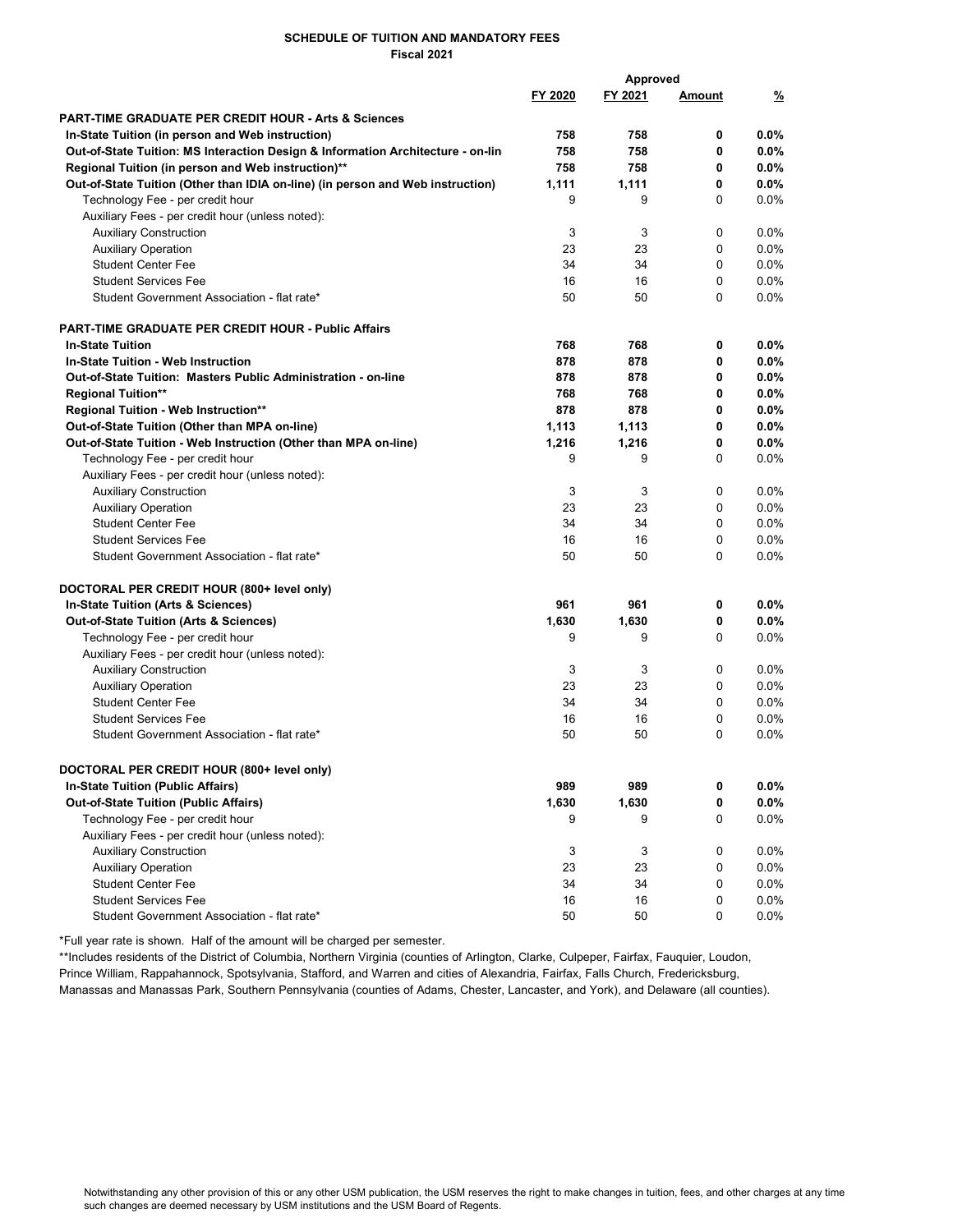**SCHEDULE OF TUITION AND MANDATORY FEES**
**Fiscal 2021**

| | FY 2020 | FY 2021 | Approved Amount | Approved % |
|---|---|---|---|---|
| **PART-TIME GRADUATE PER CREDIT HOUR - Arts & Sciences** | | | | |
| **In-State Tuition (in person and Web instruction)** | **758** | **758** | **0** | **0.0%** |
| **Out-of-State Tuition: MS Interaction Design & Information Architecture - on-lin** | **758** | **758** | **0** | **0.0%** |
| **Regional Tuition (in person and Web instruction)**** | **758** | **758** | **0** | **0.0%** |
| **Out-of-State Tuition (Other than IDIA on-line) (in person and Web instruction)** | **1,111** | **1,111** | **0** | **0.0%** |
| Technology Fee - per credit hour | 9 | 9 | 0 | 0.0% |
| Auxiliary Fees - per credit hour (unless noted): | | | | |
| Auxiliary Construction | 3 | 3 | 0 | 0.0% |
| Auxiliary Operation | 23 | 23 | 0 | 0.0% |
| Student Center Fee | 34 | 34 | 0 | 0.0% |
| Student Services Fee | 16 | 16 | 0 | 0.0% |
| Student Government Association - flat rate* | 50 | 50 | 0 | 0.0% |
| **PART-TIME GRADUATE PER CREDIT HOUR - Public Affairs** | | | | |
| **In-State Tuition** | **768** | **768** | **0** | **0.0%** |
| **In-State Tuition - Web Instruction** | **878** | **878** | **0** | **0.0%** |
| **Out-of-State Tuition: Masters Public Administration - on-line** | **878** | **878** | **0** | **0.0%** |
| **Regional Tuition**** | **768** | **768** | **0** | **0.0%** |
| **Regional Tuition - Web Instruction**** | **878** | **878** | **0** | **0.0%** |
| **Out-of-State Tuition (Other than MPA on-line)** | **1,113** | **1,113** | **0** | **0.0%** |
| **Out-of-State Tuition - Web Instruction (Other than MPA on-line)** | **1,216** | **1,216** | **0** | **0.0%** |
| Technology Fee - per credit hour | 9 | 9 | 0 | 0.0% |
| Auxiliary Fees - per credit hour (unless noted): | | | | |
| Auxiliary Construction | 3 | 3 | 0 | 0.0% |
| Auxiliary Operation | 23 | 23 | 0 | 0.0% |
| Student Center Fee | 34 | 34 | 0 | 0.0% |
| Student Services Fee | 16 | 16 | 0 | 0.0% |
| Student Government Association - flat rate* | 50 | 50 | 0 | 0.0% |
| **DOCTORAL PER CREDIT HOUR (800+ level only)** | | | | |
| **In-State Tuition (Arts & Sciences)** | **961** | **961** | **0** | **0.0%** |
| **Out-of-State Tuition (Arts & Sciences)** | **1,630** | **1,630** | **0** | **0.0%** |
| Technology Fee - per credit hour | 9 | 9 | 0 | 0.0% |
| Auxiliary Fees - per credit hour (unless noted): | | | | |
| Auxiliary Construction | 3 | 3 | 0 | 0.0% |
| Auxiliary Operation | 23 | 23 | 0 | 0.0% |
| Student Center Fee | 34 | 34 | 0 | 0.0% |
| Student Services Fee | 16 | 16 | 0 | 0.0% |
| Student Government Association - flat rate* | 50 | 50 | 0 | 0.0% |
| **DOCTORAL PER CREDIT HOUR (800+ level only)** | | | | |
| **In-State Tuition (Public Affairs)** | **989** | **989** | **0** | **0.0%** |
| **Out-of-State Tuition (Public Affairs)** | **1,630** | **1,630** | **0** | **0.0%** |
| Technology Fee - per credit hour | 9 | 9 | 0 | 0.0% |
| Auxiliary Fees - per credit hour (unless noted): | | | | |
| Auxiliary Construction | 3 | 3 | 0 | 0.0% |
| Auxiliary Operation | 23 | 23 | 0 | 0.0% |
| Student Center Fee | 34 | 34 | 0 | 0.0% |
| Student Services Fee | 16 | 16 | 0 | 0.0% |
| Student Government Association - flat rate* | 50 | 50 | 0 | 0.0% |

*Full year rate is shown. Half of the amount will be charged per semester.

**Includes residents of the District of Columbia, Northern Virginia (counties of Arlington, Clarke, Culpeper, Fairfax, Fauquier, Loudon, Prince William, Rappahannock, Spotsylvania, Stafford, and Warren and cities of Alexandria, Fairfax, Falls Church, Fredericksburg, Manassas and Manassas Park, Southern Pennsylvania (counties of Adams, Chester, Lancaster, and York), and Delaware (all counties).

Notwithstanding any other provision of this or any other USM publication, the USM reserves the right to make changes in tuition, fees, and other charges at any time such changes are deemed necessary by USM institutions and the USM Board of Regents.